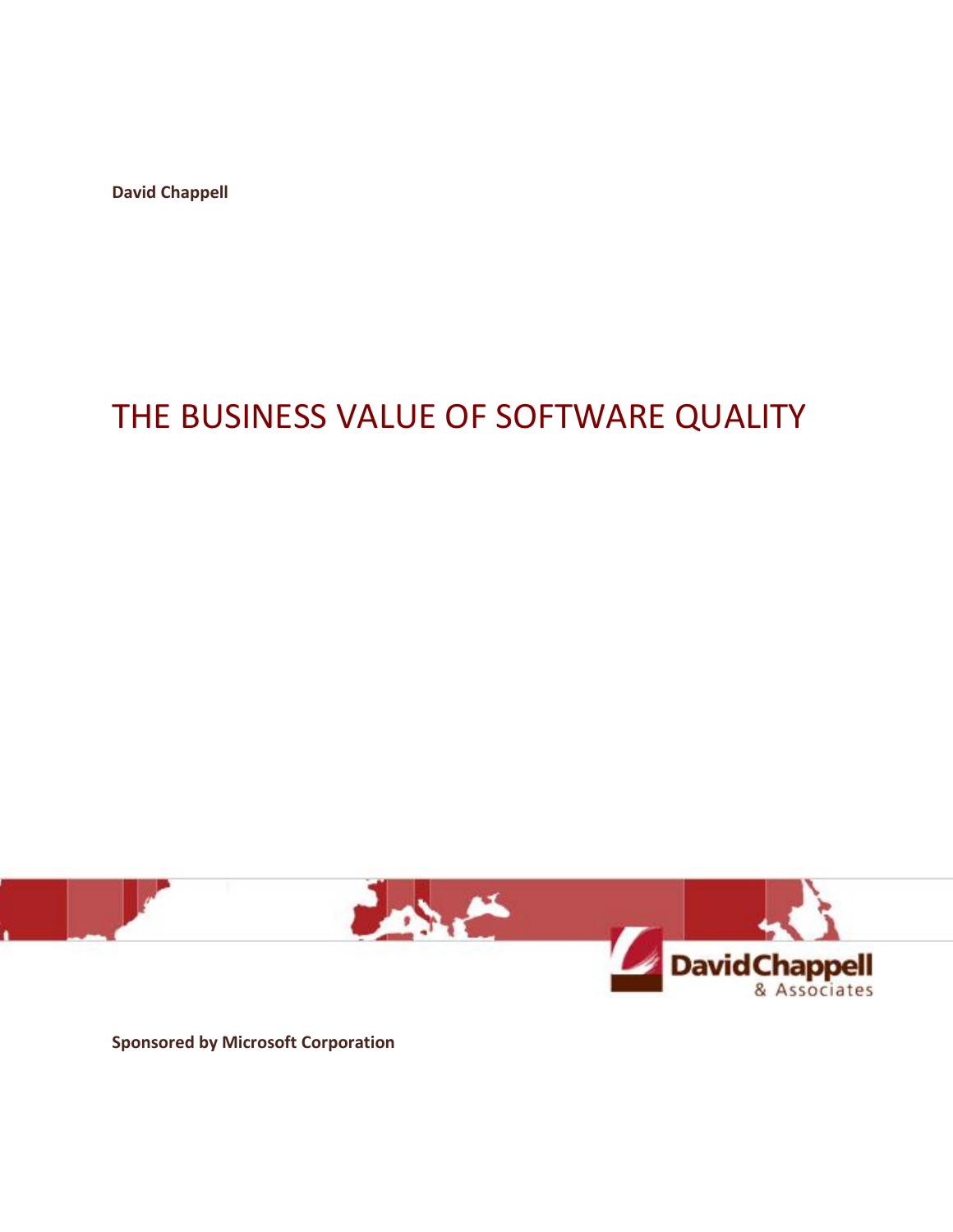**David Chappell**

# THE BUSINESS VALUE OF SOFTWARE QUALITY

**Sponsored by Microsoft Corporation**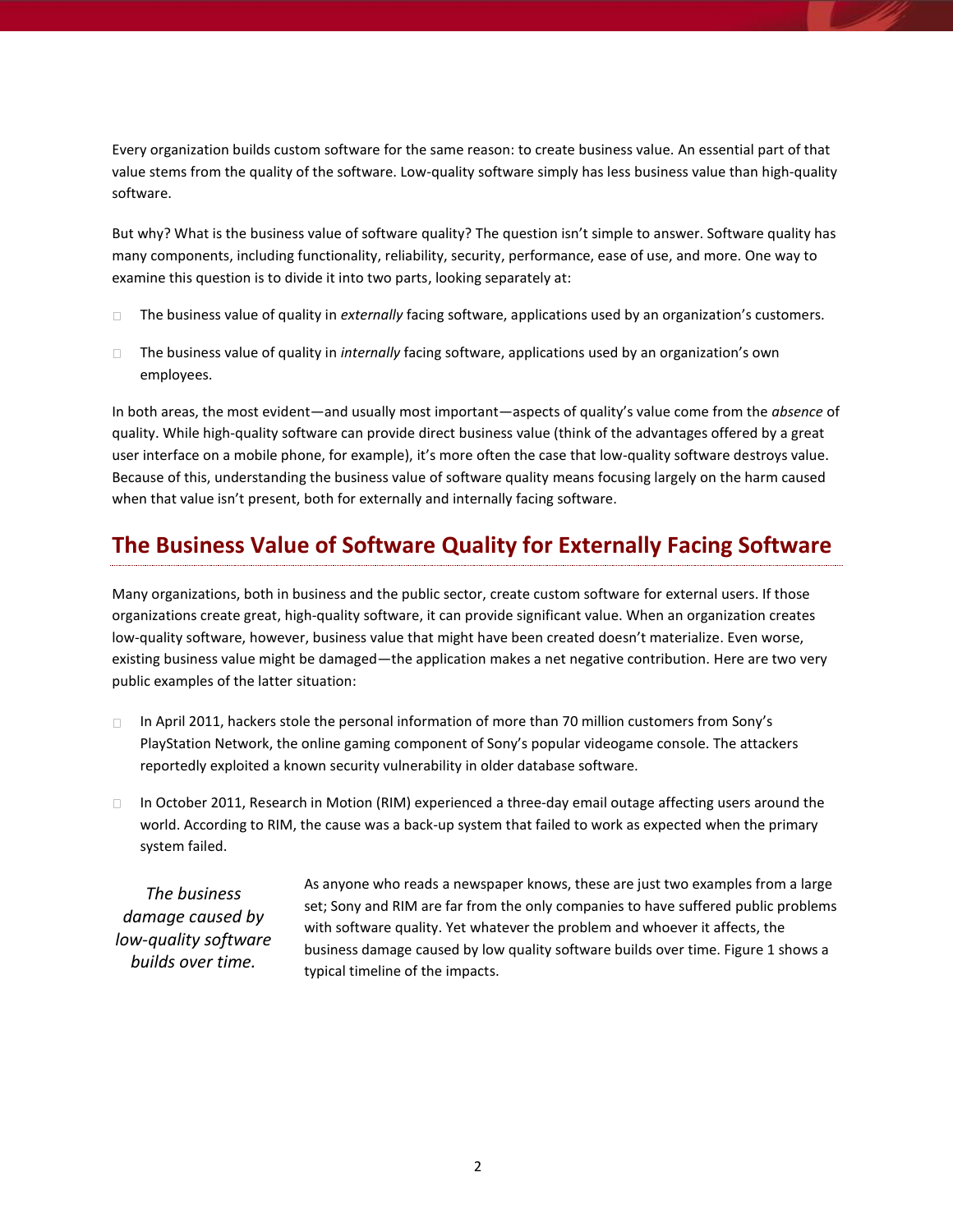Every organization builds custom software for the same reason: to create business value. An essential part of that value stems from the quality of the software. Low-quality software simply has less business value than high-quality software.

But why? What is the business value of software quality? The question isn't simple to answer. Software quality has many components, including functionality, reliability, security, performance, ease of use, and more. One way to examine this question is to divide it into two parts, looking separately at:

- The business value of quality in *externally* facing software, applications used by an organization's customers.
- The business value of quality in *internally* facing software, applications used by an organization's own employees.

In both areas, the most evident—and usually most important—aspects of quality's value come from the *absence* of quality. While high-quality software can provide direct business value (think of the advantages offered by a great user interface on a mobile phone, for example), it's more often the case that low-quality software destroys value. Because of this, understanding the business value of software quality means focusing largely on the harm caused when that value isn't present, both for externally and internally facing software.

## The Business Value of Software Quality for Externally Facing Software

Many organizations, both in business and the public sector, create custom software for external users. If those organizations create great, high-quality software, it can provide significant value. When an organization creates low-quality software, however, business value that might have been created doesn't materialize. Even worse, existing business value might be damaged—the application makes a net negative contribution. Here are two very public examples of the latter situation:

- In April 2011, hackers stole the personal information of more than 70 million customers from Sony's PlayStation Network, the online gaming component of Sony's popular videogame console. The attackers reportedly exploited a known security vulnerability in older database software.
- In October 2011, Research in Motion (RIM) experienced a three-day email outage affecting users around the world. According to RIM, the cause was a back-up system that failed to work as expected when the primary system failed.

*The business damage caused by low-quality software builds over time.*

As anyone who reads a newspaper knows, these are just two examples from a large set; Sony and RIM are far from the only companies to have suffered public problems with software quality. Yet whatever the problem and whoever it affects, the business damage caused by low quality software builds over time. Figure 1 shows a typical timeline of the impacts.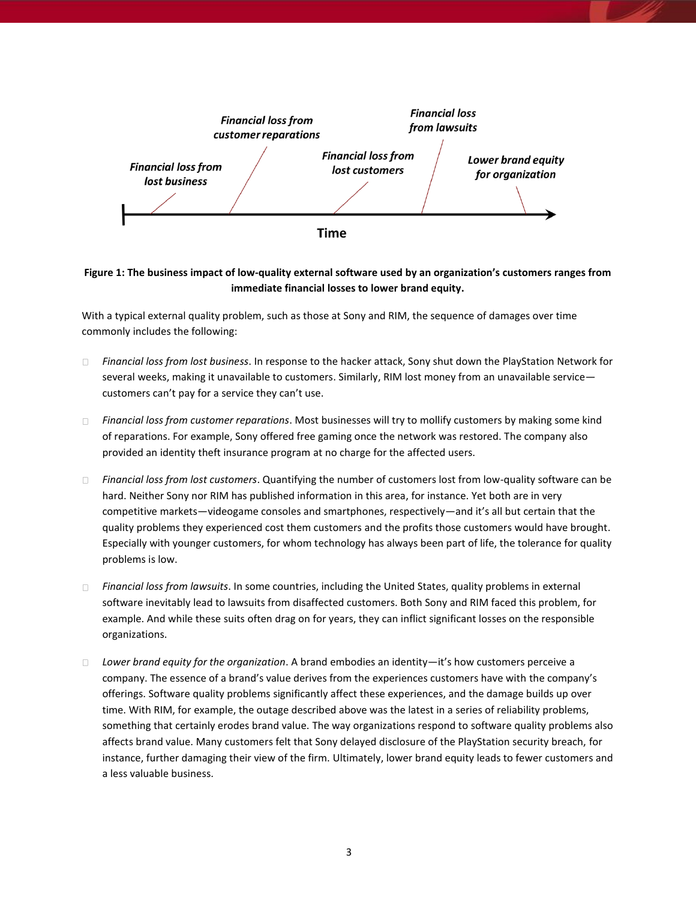Financial loss from lost business

Financial loss from customer reparations

Financial loss from lost customers

Financial loss from lawsuits

Lower brand equity for organization

Time

**Figure 1: The business impact of low-quality external software used by an organization's customers ranges from immediate financial losses to lower brand equity.**

With a typical external quality problem, such as those at Sony and RIM, the sequence of damages over time commonly includes the following:

- *Financial loss from lost business*. In response to the hacker attack, Sony shut down the PlayStation Network for several weeks, making it unavailable to customers. Similarly, RIM lost money from an unavailable service—customers can't pay for a service they can't use.
- *Financial loss from customer reparations*. Most businesses will try to mollify customers by making some kind of reparations. For example, Sony offered free gaming once the network was restored. The company also provided an identity theft insurance program at no charge for the affected users.
- *Financial loss from lost customers*. Quantifying the number of customers lost from low-quality software can be hard. Neither Sony nor RIM has published information in this area, for instance. Yet both are in very competitive markets—videogame consoles and smartphones, respectively—and it's all but certain that the quality problems they experienced cost them customers and the profits those customers would have brought. Especially with younger customers, for whom technology has always been part of life, the tolerance for quality problems is low.
- *Financial loss from lawsuits*. In some countries, including the United States, quality problems in external software inevitably lead to lawsuits from disaffected customers. Both Sony and RIM faced this problem, for example. And while these suits often drag on for years, they can inflict significant losses on the responsible organizations.
- *Lower brand equity for the organization*. A brand embodies an identity—it's how customers perceive a company. The essence of a brand's value derives from the experiences customers have with the company's offerings. Software quality problems significantly affect these experiences, and the damage builds up over time. With RIM, for example, the outage described above was the latest in a series of reliability problems, something that certainly erodes brand value. The way organizations respond to software quality problems also affects brand value. Many customers felt that Sony delayed disclosure of the PlayStation security breach, for instance, further damaging their view of the firm. Ultimately, lower brand equity leads to fewer customers and a less valuable business.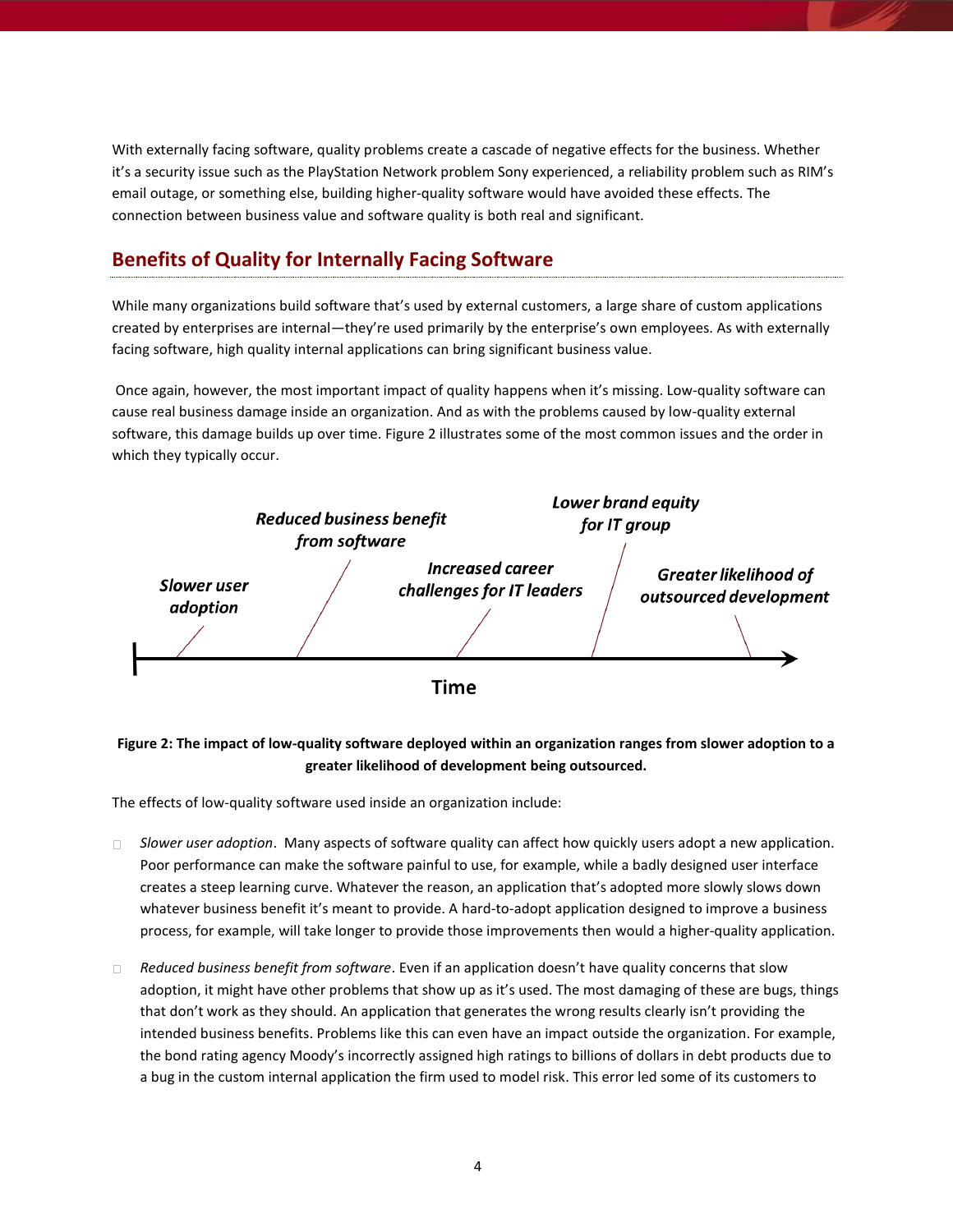With externally facing software, quality problems create a cascade of negative effects for the business. Whether it's a security issue such as the PlayStation Network problem Sony experienced, a reliability problem such as RIM's email outage, or something else, building higher-quality software would have avoided these effects. The connection between business value and software quality is both real and significant.

## Benefits of Quality for Internally Facing Software

While many organizations build software that's used by external customers, a large share of custom applications created by enterprises are internal—they're used primarily by the enterprise's own employees. As with externally facing software, high quality internal applications can bring significant business value.

Once again, however, the most important impact of quality happens when it's missing. Low-quality software can cause real business damage inside an organization. And as with the problems caused by low-quality external software, this damage builds up over time. Figure 2 illustrates some of the most common issues and the order in which they typically occur.

*Slower user adoption* — *Reduced business benefit from software* — *Increased career challenges for IT leaders* — *Lower brand equity for IT group* — *Greater likelihood of outsourced development*

**Time**

**Figure 2: The impact of low-quality software deployed within an organization ranges from slower adoption to a greater likelihood of development being outsourced.**

The effects of low-quality software used inside an organization include:

- *Slower user adoption*. Many aspects of software quality can affect how quickly users adopt a new application. Poor performance can make the software painful to use, for example, while a badly designed user interface creates a steep learning curve. Whatever the reason, an application that's adopted more slowly slows down whatever business benefit it's meant to provide. A hard-to-adopt application designed to improve a business process, for example, will take longer to provide those improvements then would a higher-quality application.

- *Reduced business benefit from software*. Even if an application doesn't have quality concerns that slow adoption, it might have other problems that show up as it's used. The most damaging of these are bugs, things that don't work as they should. An application that generates the wrong results clearly isn't providing the intended business benefits. Problems like this can even have an impact outside the organization. For example, the bond rating agency Moody's incorrectly assigned high ratings to billions of dollars in debt products due to a bug in the custom internal application the firm used to model risk. This error led some of its customers to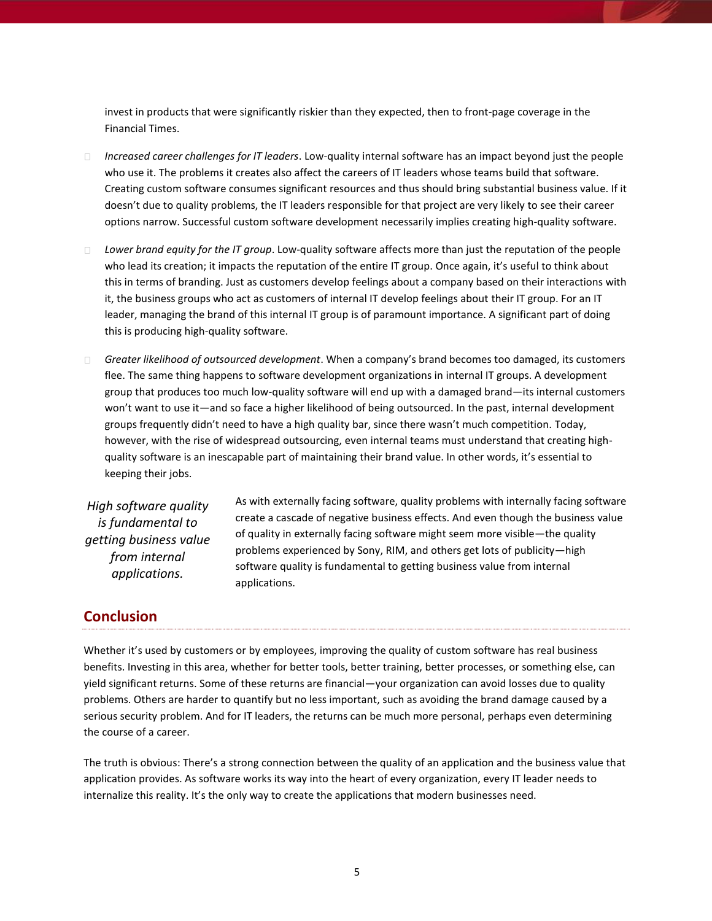invest in products that were significantly riskier than they expected, then to front-page coverage in the Financial Times.

- *Increased career challenges for IT leaders*. Low-quality internal software has an impact beyond just the people who use it. The problems it creates also affect the careers of IT leaders whose teams build that software. Creating custom software consumes significant resources and thus should bring substantial business value. If it doesn't due to quality problems, the IT leaders responsible for that project are very likely to see their career options narrow. Successful custom software development necessarily implies creating high-quality software.

- *Lower brand equity for the IT group*. Low-quality software affects more than just the reputation of the people who lead its creation; it impacts the reputation of the entire IT group. Once again, it's useful to think about this in terms of branding. Just as customers develop feelings about a company based on their interactions with it, the business groups who act as customers of internal IT develop feelings about their IT group. For an IT leader, managing the brand of this internal IT group is of paramount importance. A significant part of doing this is producing high-quality software.

- *Greater likelihood of outsourced development*. When a company's brand becomes too damaged, its customers flee. The same thing happens to software development organizations in internal IT groups. A development group that produces too much low-quality software will end up with a damaged brand—its internal customers won't want to use it—and so face a higher likelihood of being outsourced. In the past, internal development groups frequently didn't need to have a high quality bar, since there wasn't much competition. Today, however, with the rise of widespread outsourcing, even internal teams must understand that creating high-quality software is an inescapable part of maintaining their brand value. In other words, it's essential to keeping their jobs.

*High software quality is fundamental to getting business value from internal applications.*

As with externally facing software, quality problems with internally facing software create a cascade of negative business effects. And even though the business value of quality in externally facing software might seem more visible—the quality problems experienced by Sony, RIM, and others get lots of publicity—high software quality is fundamental to getting business value from internal applications.

## Conclusion

Whether it's used by customers or by employees, improving the quality of custom software has real business benefits. Investing in this area, whether for better tools, better training, better processes, or something else, can yield significant returns. Some of these returns are financial—your organization can avoid losses due to quality problems. Others are harder to quantify but no less important, such as avoiding the brand damage caused by a serious security problem. And for IT leaders, the returns can be much more personal, perhaps even determining the course of a career.

The truth is obvious: There's a strong connection between the quality of an application and the business value that application provides. As software works its way into the heart of every organization, every IT leader needs to internalize this reality. It's the only way to create the applications that modern businesses need.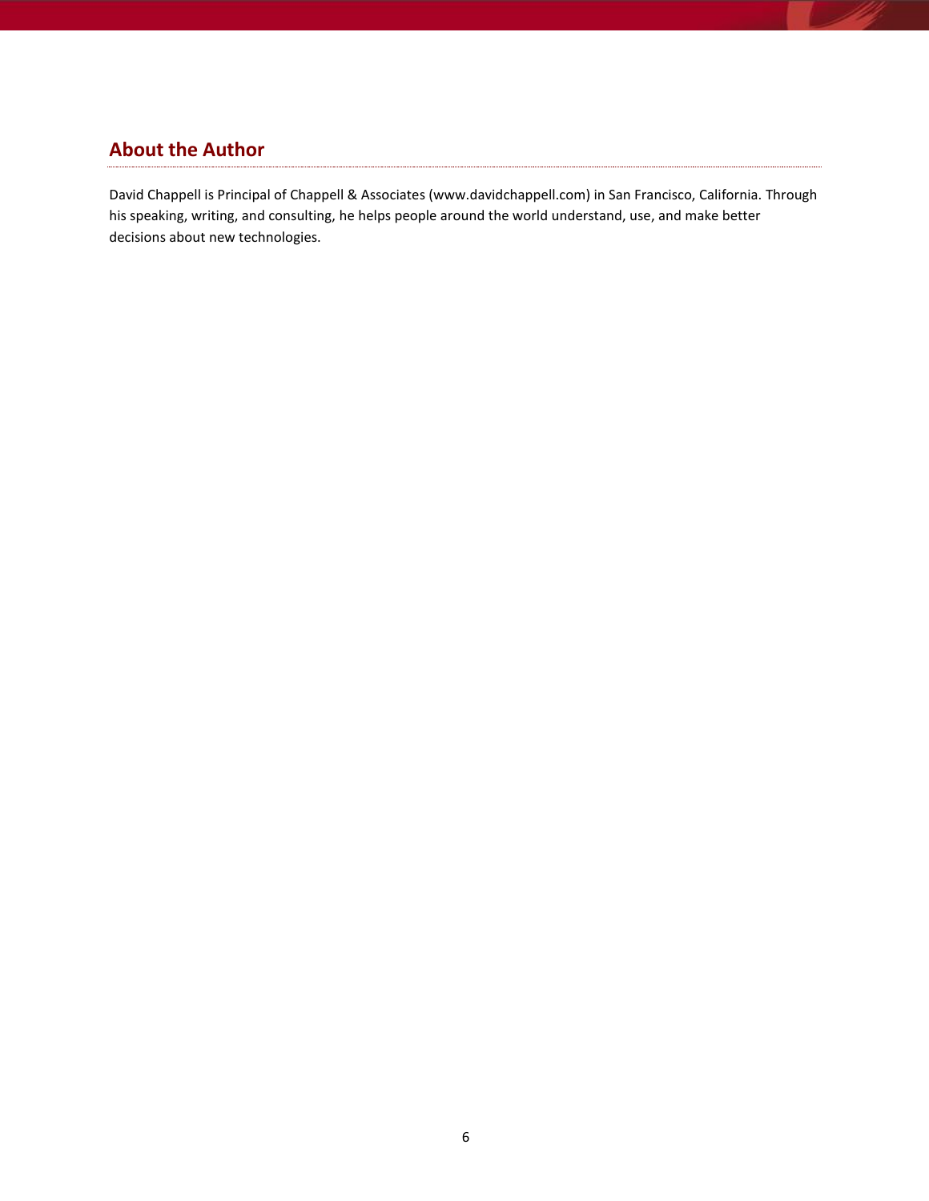## About the Author

David Chappell is Principal of Chappell & Associates (www.davidchappell.com) in San Francisco, California. Through his speaking, writing, and consulting, he helps people around the world understand, use, and make better decisions about new technologies.